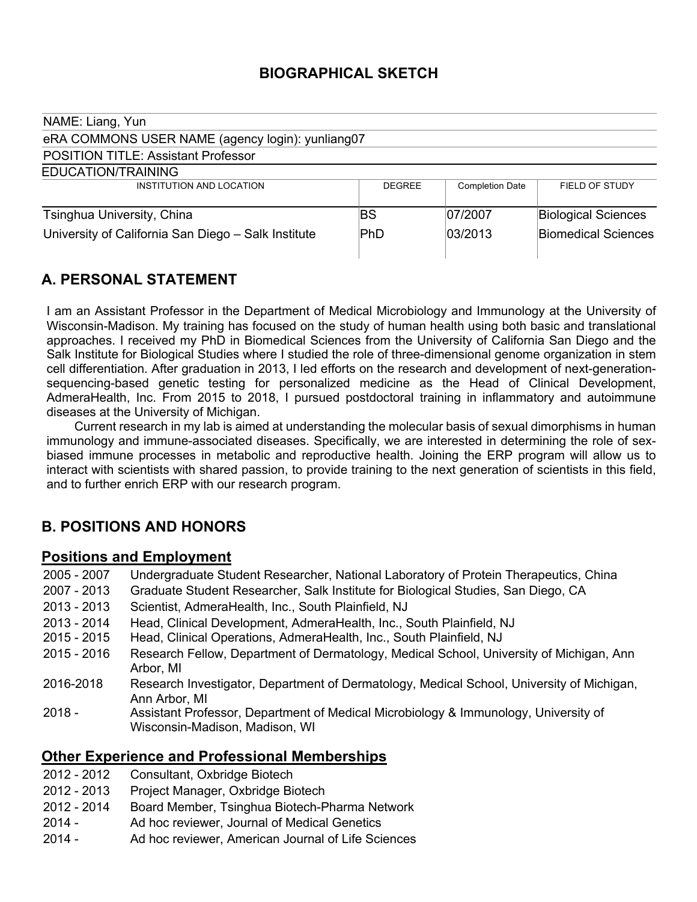# BIOGRAPHICAL SKETCH

NAME: Liang, Yun

eRA COMMONS USER NAME (agency login): yunliang07

POSITION TITLE: Assistant Professor

EDUCATION/TRAINING

| INSTITUTION AND LOCATION | DEGREE | Completion Date | FIELD OF STUDY |
|---|---|---|---|
| Tsinghua University, China | BS | 07/2007 | Biological Sciences |
| University of California San Diego – Salk Institute | PhD | 03/2013 | Biomedical Sciences |

## A. PERSONAL STATEMENT

I am an Assistant Professor in the Department of Medical Microbiology and Immunology at the University of Wisconsin-Madison. My training has focused on the study of human health using both basic and translational approaches. I received my PhD in Biomedical Sciences from the University of California San Diego and the Salk Institute for Biological Studies where I studied the role of three-dimensional genome organization in stem cell differentiation. After graduation in 2013, I led efforts on the research and development of next-generation-sequencing-based genetic testing for personalized medicine as the Head of Clinical Development, AdmeraHealth, Inc. From 2015 to 2018, I pursued postdoctoral training in inflammatory and autoimmune diseases at the University of Michigan.

Current research in my lab is aimed at understanding the molecular basis of sexual dimorphisms in human immunology and immune-associated diseases. Specifically, we are interested in determining the role of sex-biased immune processes in metabolic and reproductive health. Joining the ERP program will allow us to interact with scientists with shared passion, to provide training to the next generation of scientists in this field, and to further enrich ERP with our research program.

## B. POSITIONS AND HONORS

### Positions and Employment

- 2005 - 2007 Undergraduate Student Researcher, National Laboratory of Protein Therapeutics, China
- 2007 - 2013 Graduate Student Researcher, Salk Institute for Biological Studies, San Diego, CA
- 2013 - 2013 Scientist, AdmeraHealth, Inc., South Plainfield, NJ
- 2013 - 2014 Head, Clinical Development, AdmeraHealth, Inc., South Plainfield, NJ
- 2015 - 2015 Head, Clinical Operations, AdmeraHealth, Inc., South Plainfield, NJ
- 2015 - 2016 Research Fellow, Department of Dermatology, Medical School, University of Michigan, Ann Arbor, MI
- 2016-2018 Research Investigator, Department of Dermatology, Medical School, University of Michigan, Ann Arbor, MI
- 2018 - Assistant Professor, Department of Medical Microbiology & Immunology, University of Wisconsin-Madison, Madison, WI

### Other Experience and Professional Memberships

- 2012 - 2012 Consultant, Oxbridge Biotech
- 2012 - 2013 Project Manager, Oxbridge Biotech
- 2012 - 2014 Board Member, Tsinghua Biotech-Pharma Network
- 2014 - Ad hoc reviewer, Journal of Medical Genetics
- 2014 - Ad hoc reviewer, American Journal of Life Sciences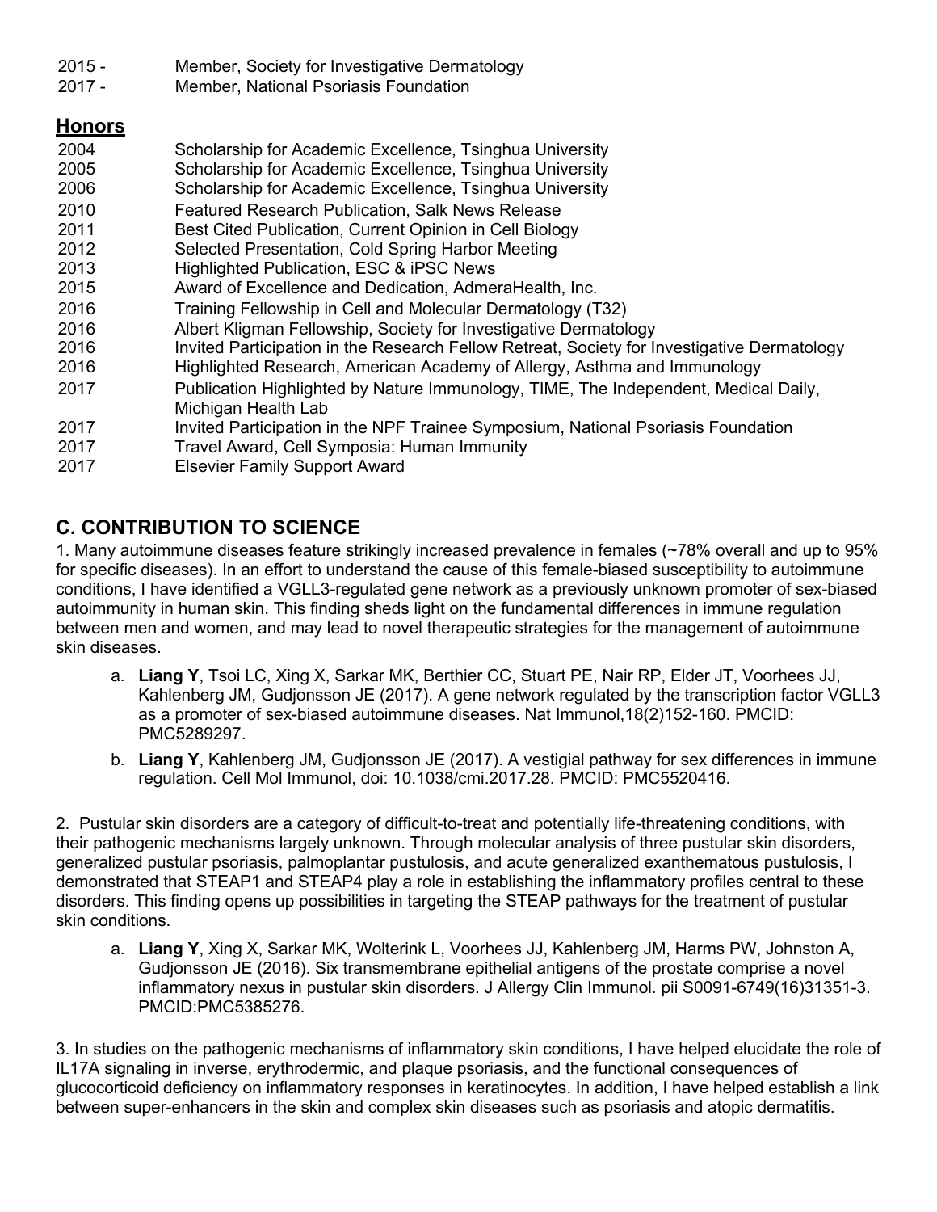2015 - Member, Society for Investigative Dermatology
2017 - Member, National Psoriasis Foundation

## Honors

| | |
|---|---|
| 2004 | Scholarship for Academic Excellence, Tsinghua University |
| 2005 | Scholarship for Academic Excellence, Tsinghua University |
| 2006 | Scholarship for Academic Excellence, Tsinghua University |
| 2010 | Featured Research Publication, Salk News Release |
| 2011 | Best Cited Publication, Current Opinion in Cell Biology |
| 2012 | Selected Presentation, Cold Spring Harbor Meeting |
| 2013 | Highlighted Publication, ESC & iPSC News |
| 2015 | Award of Excellence and Dedication, AdmeraHealth, Inc. |
| 2016 | Training Fellowship in Cell and Molecular Dermatology (T32) |
| 2016 | Albert Kligman Fellowship, Society for Investigative Dermatology |
| 2016 | Invited Participation in the Research Fellow Retreat, Society for Investigative Dermatology |
| 2016 | Highlighted Research, American Academy of Allergy, Asthma and Immunology |
| 2017 | Publication Highlighted by Nature Immunology, TIME, The Independent, Medical Daily, Michigan Health Lab |
| 2017 | Invited Participation in the NPF Trainee Symposium, National Psoriasis Foundation |
| 2017 | Travel Award, Cell Symposia: Human Immunity |
| 2017 | Elsevier Family Support Award |

## C. CONTRIBUTION TO SCIENCE

1. Many autoimmune diseases feature strikingly increased prevalence in females (~78% overall and up to 95% for specific diseases). In an effort to understand the cause of this female-biased susceptibility to autoimmune conditions, I have identified a VGLL3-regulated gene network as a previously unknown promoter of sex-biased autoimmunity in human skin. This finding sheds light on the fundamental differences in immune regulation between men and women, and may lead to novel therapeutic strategies for the management of autoimmune skin diseases.

   a. **Liang Y**, Tsoi LC, Xing X, Sarkar MK, Berthier CC, Stuart PE, Nair RP, Elder JT, Voorhees JJ, Kahlenberg JM, Gudjonsson JE (2017). A gene network regulated by the transcription factor VGLL3 as a promoter of sex-biased autoimmune diseases. Nat Immunol,18(2)152-160. PMCID: PMC5289297.

   b. **Liang Y**, Kahlenberg JM, Gudjonsson JE (2017). A vestigial pathway for sex differences in immune regulation. Cell Mol Immunol, doi: 10.1038/cmi.2017.28. PMCID: PMC5520416.

2. Pustular skin disorders are a category of difficult-to-treat and potentially life-threatening conditions, with their pathogenic mechanisms largely unknown. Through molecular analysis of three pustular skin disorders, generalized pustular psoriasis, palmoplantar pustulosis, and acute generalized exanthematous pustulosis, I demonstrated that STEAP1 and STEAP4 play a role in establishing the inflammatory profiles central to these disorders. This finding opens up possibilities in targeting the STEAP pathways for the treatment of pustular skin conditions.

   a. **Liang Y**, Xing X, Sarkar MK, Wolterink L, Voorhees JJ, Kahlenberg JM, Harms PW, Johnston A, Gudjonsson JE (2016). Six transmembrane epithelial antigens of the prostate comprise a novel inflammatory nexus in pustular skin disorders. J Allergy Clin Immunol. pii S0091-6749(16)31351-3. PMCID:PMC5385276.

3. In studies on the pathogenic mechanisms of inflammatory skin conditions, I have helped elucidate the role of IL17A signaling in inverse, erythrodermic, and plaque psoriasis, and the functional consequences of glucocorticoid deficiency on inflammatory responses in keratinocytes. In addition, I have helped establish a link between super-enhancers in the skin and complex skin diseases such as psoriasis and atopic dermatitis.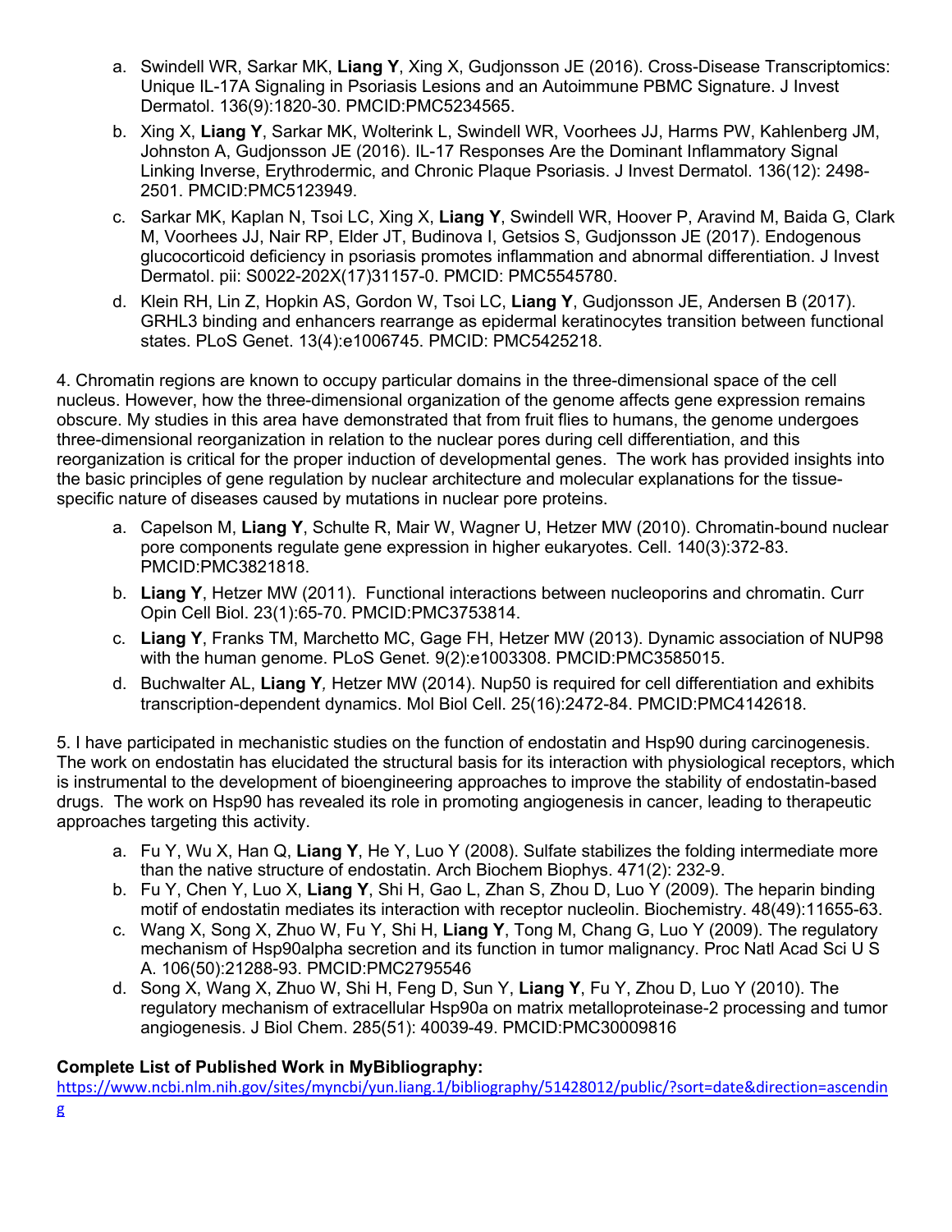a. Swindell WR, Sarkar MK, **Liang Y**, Xing X, Gudjonsson JE (2016). Cross-Disease Transcriptomics: Unique IL-17A Signaling in Psoriasis Lesions and an Autoimmune PBMC Signature. J Invest Dermatol. 136(9):1820-30. PMCID:PMC5234565.

b. Xing X, **Liang Y**, Sarkar MK, Wolterink L, Swindell WR, Voorhees JJ, Harms PW, Kahlenberg JM, Johnston A, Gudjonsson JE (2016). IL-17 Responses Are the Dominant Inflammatory Signal Linking Inverse, Erythrodermic, and Chronic Plaque Psoriasis. J Invest Dermatol. 136(12): 2498-2501. PMCID:PMC5123949.

c. Sarkar MK, Kaplan N, Tsoi LC, Xing X, **Liang Y**, Swindell WR, Hoover P, Aravind M, Baida G, Clark M, Voorhees JJ, Nair RP, Elder JT, Budinova I, Getsios S, Gudjonsson JE (2017). Endogenous glucocorticoid deficiency in psoriasis promotes inflammation and abnormal differentiation. J Invest Dermatol. pii: S0022-202X(17)31157-0. PMCID: PMC5545780.

d. Klein RH, Lin Z, Hopkin AS, Gordon W, Tsoi LC, **Liang Y**, Gudjonsson JE, Andersen B (2017). GRHL3 binding and enhancers rearrange as epidermal keratinocytes transition between functional states. PLoS Genet. 13(4):e1006745. PMCID: PMC5425218.

4. Chromatin regions are known to occupy particular domains in the three-dimensional space of the cell nucleus. However, how the three-dimensional organization of the genome affects gene expression remains obscure. My studies in this area have demonstrated that from fruit flies to humans, the genome undergoes three-dimensional reorganization in relation to the nuclear pores during cell differentiation, and this reorganization is critical for the proper induction of developmental genes. The work has provided insights into the basic principles of gene regulation by nuclear architecture and molecular explanations for the tissue-specific nature of diseases caused by mutations in nuclear pore proteins.

a. Capelson M, **Liang Y**, Schulte R, Mair W, Wagner U, Hetzer MW (2010). Chromatin-bound nuclear pore components regulate gene expression in higher eukaryotes. Cell. 140(3):372-83. PMCID:PMC3821818.

b. **Liang Y**, Hetzer MW (2011). Functional interactions between nucleoporins and chromatin. Curr Opin Cell Biol. 23(1):65-70. PMCID:PMC3753814.

c. **Liang Y**, Franks TM, Marchetto MC, Gage FH, Hetzer MW (2013). Dynamic association of NUP98 with the human genome. PLoS Genet. 9(2):e1003308. PMCID:PMC3585015.

d. Buchwalter AL, **Liang Y**, Hetzer MW (2014). Nup50 is required for cell differentiation and exhibits transcription-dependent dynamics. Mol Biol Cell. 25(16):2472-84. PMCID:PMC4142618.

5. I have participated in mechanistic studies on the function of endostatin and Hsp90 during carcinogenesis. The work on endostatin has elucidated the structural basis for its interaction with physiological receptors, which is instrumental to the development of bioengineering approaches to improve the stability of endostatin-based drugs. The work on Hsp90 has revealed its role in promoting angiogenesis in cancer, leading to therapeutic approaches targeting this activity.

a. Fu Y, Wu X, Han Q, **Liang Y**, He Y, Luo Y (2008). Sulfate stabilizes the folding intermediate more than the native structure of endostatin. Arch Biochem Biophys. 471(2): 232-9.

b. Fu Y, Chen Y, Luo X, **Liang Y**, Shi H, Gao L, Zhan S, Zhou D, Luo Y (2009). The heparin binding motif of endostatin mediates its interaction with receptor nucleolin. Biochemistry. 48(49):11655-63.

c. Wang X, Song X, Zhuo W, Fu Y, Shi H, **Liang Y**, Tong M, Chang G, Luo Y (2009). The regulatory mechanism of Hsp90alpha secretion and its function in tumor malignancy. Proc Natl Acad Sci U S A. 106(50):21288-93. PMCID:PMC2795546

d. Song X, Wang X, Zhuo W, Shi H, Feng D, Sun Y, **Liang Y**, Fu Y, Zhou D, Luo Y (2010). The regulatory mechanism of extracellular Hsp90a on matrix metalloproteinase-2 processing and tumor angiogenesis. J Biol Chem. 285(51): 40039-49. PMCID:PMC30009816

**Complete List of Published Work in MyBibliography:**

https://www.ncbi.nlm.nih.gov/sites/myncbi/yun.liang.1/bibliography/51428012/public/?sort=date&direction=ascending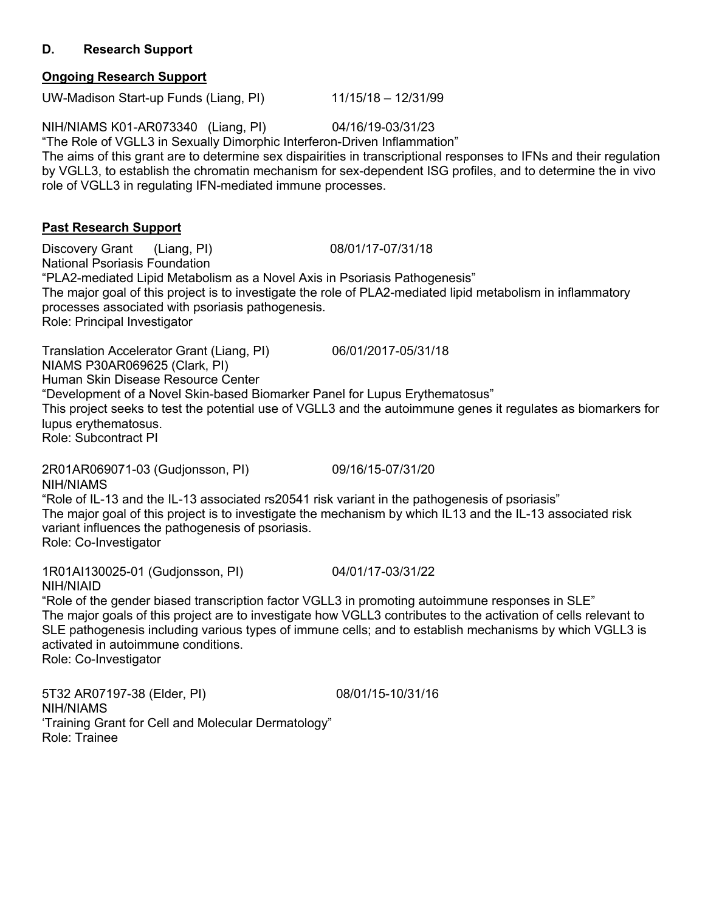### D. Research Support

**Ongoing Research Support**

UW-Madison Start-up Funds (Liang, PI) 11/15/18 – 12/31/99

NIH/NIAMS K01-AR073340 (Liang, PI) 04/16/19-03/31/23
"The Role of VGLL3 in Sexually Dimorphic Interferon-Driven Inflammation"
The aims of this grant are to determine sex dispairities in transcriptional responses to IFNs and their regulation by VGLL3, to establish the chromatin mechanism for sex-dependent ISG profiles, and to determine the in vivo role of VGLL3 in regulating IFN-mediated immune processes.

**Past Research Support**

Discovery Grant (Liang, PI) 08/01/17-07/31/18
National Psoriasis Foundation
"PLA2-mediated Lipid Metabolism as a Novel Axis in Psoriasis Pathogenesis"
The major goal of this project is to investigate the role of PLA2-mediated lipid metabolism in inflammatory processes associated with psoriasis pathogenesis.
Role: Principal Investigator

Translation Accelerator Grant (Liang, PI) 06/01/2017-05/31/18
NIAMS P30AR069625 (Clark, PI)
Human Skin Disease Resource Center
"Development of a Novel Skin-based Biomarker Panel for Lupus Erythematosus"
This project seeks to test the potential use of VGLL3 and the autoimmune genes it regulates as biomarkers for lupus erythematosus.
Role: Subcontract PI

2R01AR069071-03 (Gudjonsson, PI) 09/16/15-07/31/20
NIH/NIAMS
"Role of IL-13 and the IL-13 associated rs20541 risk variant in the pathogenesis of psoriasis"
The major goal of this project is to investigate the mechanism by which IL13 and the IL-13 associated risk variant influences the pathogenesis of psoriasis.
Role: Co-Investigator

1R01AI130025-01 (Gudjonsson, PI) 04/01/17-03/31/22
NIH/NIAID
"Role of the gender biased transcription factor VGLL3 in promoting autoimmune responses in SLE"
The major goals of this project are to investigate how VGLL3 contributes to the activation of cells relevant to SLE pathogenesis including various types of immune cells; and to establish mechanisms by which VGLL3 is activated in autoimmune conditions.
Role: Co-Investigator

5T32 AR07197-38 (Elder, PI) 08/01/15-10/31/16
NIH/NIAMS
'Training Grant for Cell and Molecular Dermatology"
Role: Trainee